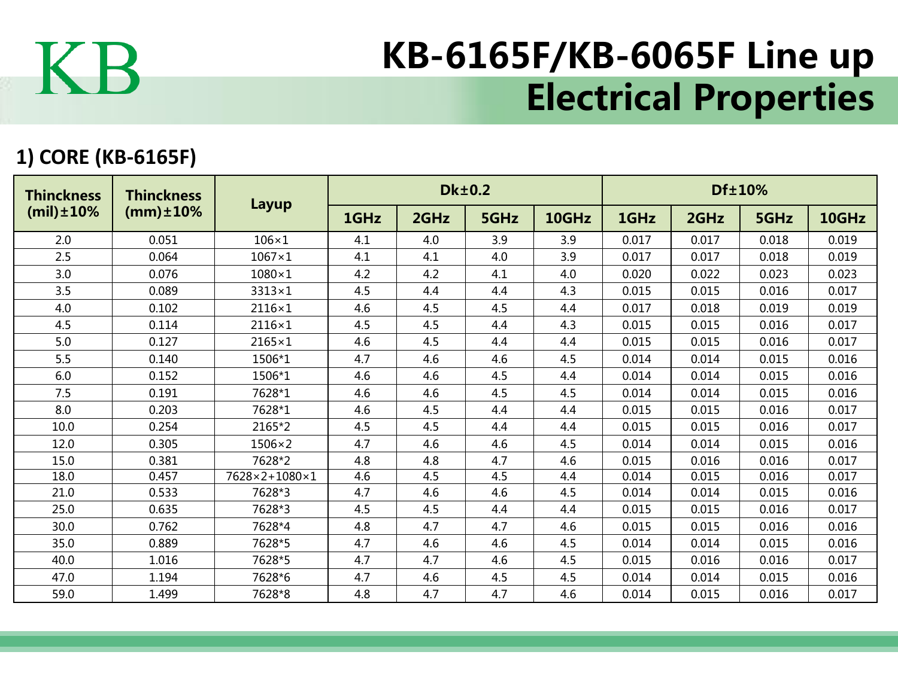KB

# KB-6165F/KB-6065F Line up Electrical Properties

## 1) CORE (KB-6165F)

| Thinckness (mil)±10% | Thinckness (mm)±10% | Layup | Dk±0.2 | | | | Df±10% | | | |
|---|---|---|---|---|---|---|---|---|---|---|
| | | | 1GHz | 2GHz | 5GHz | 10GHz | 1GHz | 2GHz | 5GHz | 10GHz |
| 2.0 | 0.051 | 106×1 | 4.1 | 4.0 | 3.9 | 3.9 | 0.017 | 0.017 | 0.018 | 0.019 |
| 2.5 | 0.064 | 1067×1 | 4.1 | 4.1 | 4.0 | 3.9 | 0.017 | 0.017 | 0.018 | 0.019 |
| 3.0 | 0.076 | 1080×1 | 4.2 | 4.2 | 4.1 | 4.0 | 0.020 | 0.022 | 0.023 | 0.023 |
| 3.5 | 0.089 | 3313×1 | 4.5 | 4.4 | 4.4 | 4.3 | 0.015 | 0.015 | 0.016 | 0.017 |
| 4.0 | 0.102 | 2116×1 | 4.6 | 4.5 | 4.5 | 4.4 | 0.017 | 0.018 | 0.019 | 0.019 |
| 4.5 | 0.114 | 2116×1 | 4.5 | 4.5 | 4.4 | 4.3 | 0.015 | 0.015 | 0.016 | 0.017 |
| 5.0 | 0.127 | 2165×1 | 4.6 | 4.5 | 4.4 | 4.4 | 0.015 | 0.015 | 0.016 | 0.017 |
| 5.5 | 0.140 | 1506*1 | 4.7 | 4.6 | 4.6 | 4.5 | 0.014 | 0.014 | 0.015 | 0.016 |
| 6.0 | 0.152 | 1506*1 | 4.6 | 4.6 | 4.5 | 4.4 | 0.014 | 0.014 | 0.015 | 0.016 |
| 7.5 | 0.191 | 7628*1 | 4.6 | 4.6 | 4.5 | 4.5 | 0.014 | 0.014 | 0.015 | 0.016 |
| 8.0 | 0.203 | 7628*1 | 4.6 | 4.5 | 4.4 | 4.4 | 0.015 | 0.015 | 0.016 | 0.017 |
| 10.0 | 0.254 | 2165*2 | 4.5 | 4.5 | 4.4 | 4.4 | 0.015 | 0.015 | 0.016 | 0.017 |
| 12.0 | 0.305 | 1506×2 | 4.7 | 4.6 | 4.6 | 4.5 | 0.014 | 0.014 | 0.015 | 0.016 |
| 15.0 | 0.381 | 7628*2 | 4.8 | 4.8 | 4.7 | 4.6 | 0.015 | 0.016 | 0.016 | 0.017 |
| 18.0 | 0.457 | 7628×2+1080×1 | 4.6 | 4.5 | 4.5 | 4.4 | 0.014 | 0.015 | 0.016 | 0.017 |
| 21.0 | 0.533 | 7628*3 | 4.7 | 4.6 | 4.6 | 4.5 | 0.014 | 0.014 | 0.015 | 0.016 |
| 25.0 | 0.635 | 7628*3 | 4.5 | 4.5 | 4.4 | 4.4 | 0.015 | 0.015 | 0.016 | 0.017 |
| 30.0 | 0.762 | 7628*4 | 4.8 | 4.7 | 4.7 | 4.6 | 0.015 | 0.015 | 0.016 | 0.016 |
| 35.0 | 0.889 | 7628*5 | 4.7 | 4.6 | 4.6 | 4.5 | 0.014 | 0.014 | 0.015 | 0.016 |
| 40.0 | 1.016 | 7628*5 | 4.7 | 4.7 | 4.6 | 4.5 | 0.015 | 0.016 | 0.016 | 0.017 |
| 47.0 | 1.194 | 7628*6 | 4.7 | 4.6 | 4.5 | 4.5 | 0.014 | 0.014 | 0.015 | 0.016 |
| 59.0 | 1.499 | 7628*8 | 4.8 | 4.7 | 4.7 | 4.6 | 0.014 | 0.015 | 0.016 | 0.017 |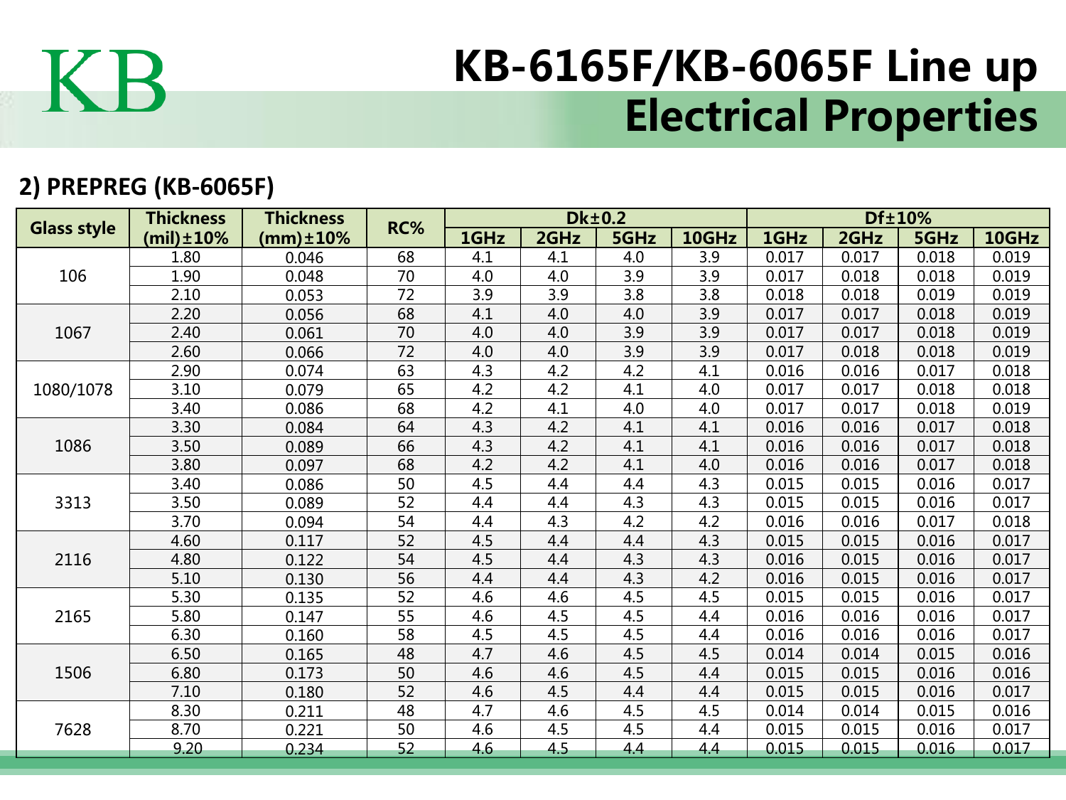# KB-6165F/KB-6065F Line up
# Electrical Properties

## 2) PREPREG (KB-6065F)

| Glass style | Thickness (mil)±10% | Thickness (mm)±10% | RC% | Dk±0.2 | | | | Df±10% | | | |
|---|---|---|---|---|---|---|---|---|---|---|---|
| | | | | 1GHz | 2GHz | 5GHz | 10GHz | 1GHz | 2GHz | 5GHz | 10GHz |
| 106 | 1.80 | 0.046 | 68 | 4.1 | 4.1 | 4.0 | 3.9 | 0.017 | 0.017 | 0.018 | 0.019 |
| | 1.90 | 0.048 | 70 | 4.0 | 4.0 | 3.9 | 3.9 | 0.017 | 0.018 | 0.018 | 0.019 |
| | 2.10 | 0.053 | 72 | 3.9 | 3.9 | 3.8 | 3.8 | 0.018 | 0.018 | 0.019 | 0.019 |
| 1067 | 2.20 | 0.056 | 68 | 4.1 | 4.0 | 4.0 | 3.9 | 0.017 | 0.017 | 0.018 | 0.019 |
| | 2.40 | 0.061 | 70 | 4.0 | 4.0 | 3.9 | 3.9 | 0.017 | 0.017 | 0.018 | 0.019 |
| | 2.60 | 0.066 | 72 | 4.0 | 4.0 | 3.9 | 3.9 | 0.017 | 0.018 | 0.018 | 0.019 |
| 1080/1078 | 2.90 | 0.074 | 63 | 4.3 | 4.2 | 4.2 | 4.1 | 0.016 | 0.016 | 0.017 | 0.018 |
| | 3.10 | 0.079 | 65 | 4.2 | 4.2 | 4.1 | 4.0 | 0.017 | 0.017 | 0.018 | 0.018 |
| | 3.40 | 0.086 | 68 | 4.2 | 4.1 | 4.0 | 4.0 | 0.017 | 0.017 | 0.018 | 0.019 |
| 1086 | 3.30 | 0.084 | 64 | 4.3 | 4.2 | 4.1 | 4.1 | 0.016 | 0.016 | 0.017 | 0.018 |
| | 3.50 | 0.089 | 66 | 4.3 | 4.2 | 4.1 | 4.1 | 0.016 | 0.016 | 0.017 | 0.018 |
| | 3.80 | 0.097 | 68 | 4.2 | 4.2 | 4.1 | 4.0 | 0.016 | 0.016 | 0.017 | 0.018 |
| 3313 | 3.40 | 0.086 | 50 | 4.5 | 4.4 | 4.4 | 4.3 | 0.015 | 0.015 | 0.016 | 0.017 |
| | 3.50 | 0.089 | 52 | 4.4 | 4.4 | 4.3 | 4.3 | 0.015 | 0.015 | 0.016 | 0.017 |
| | 3.70 | 0.094 | 54 | 4.4 | 4.3 | 4.2 | 4.2 | 0.016 | 0.016 | 0.017 | 0.018 |
| 2116 | 4.60 | 0.117 | 52 | 4.5 | 4.4 | 4.4 | 4.3 | 0.015 | 0.015 | 0.016 | 0.017 |
| | 4.80 | 0.122 | 54 | 4.5 | 4.4 | 4.3 | 4.3 | 0.016 | 0.015 | 0.016 | 0.017 |
| | 5.10 | 0.130 | 56 | 4.4 | 4.4 | 4.3 | 4.2 | 0.016 | 0.015 | 0.016 | 0.017 |
| 2165 | 5.30 | 0.135 | 52 | 4.6 | 4.6 | 4.5 | 4.5 | 0.015 | 0.015 | 0.016 | 0.017 |
| | 5.80 | 0.147 | 55 | 4.6 | 4.5 | 4.5 | 4.4 | 0.016 | 0.016 | 0.016 | 0.017 |
| | 6.30 | 0.160 | 58 | 4.5 | 4.5 | 4.5 | 4.4 | 0.016 | 0.016 | 0.016 | 0.017 |
| 1506 | 6.50 | 0.165 | 48 | 4.7 | 4.6 | 4.5 | 4.5 | 0.014 | 0.014 | 0.015 | 0.016 |
| | 6.80 | 0.173 | 50 | 4.6 | 4.6 | 4.5 | 4.4 | 0.015 | 0.015 | 0.016 | 0.016 |
| | 7.10 | 0.180 | 52 | 4.6 | 4.5 | 4.4 | 4.4 | 0.015 | 0.015 | 0.016 | 0.017 |
| 7628 | 8.30 | 0.211 | 48 | 4.7 | 4.6 | 4.5 | 4.5 | 0.014 | 0.014 | 0.015 | 0.016 |
| | 8.70 | 0.221 | 50 | 4.6 | 4.5 | 4.5 | 4.4 | 0.015 | 0.015 | 0.016 | 0.017 |
| | 9.20 | 0.234 | 52 | 4.6 | 4.5 | 4.4 | 4.4 | 0.015 | 0.015 | 0.016 | 0.017 |